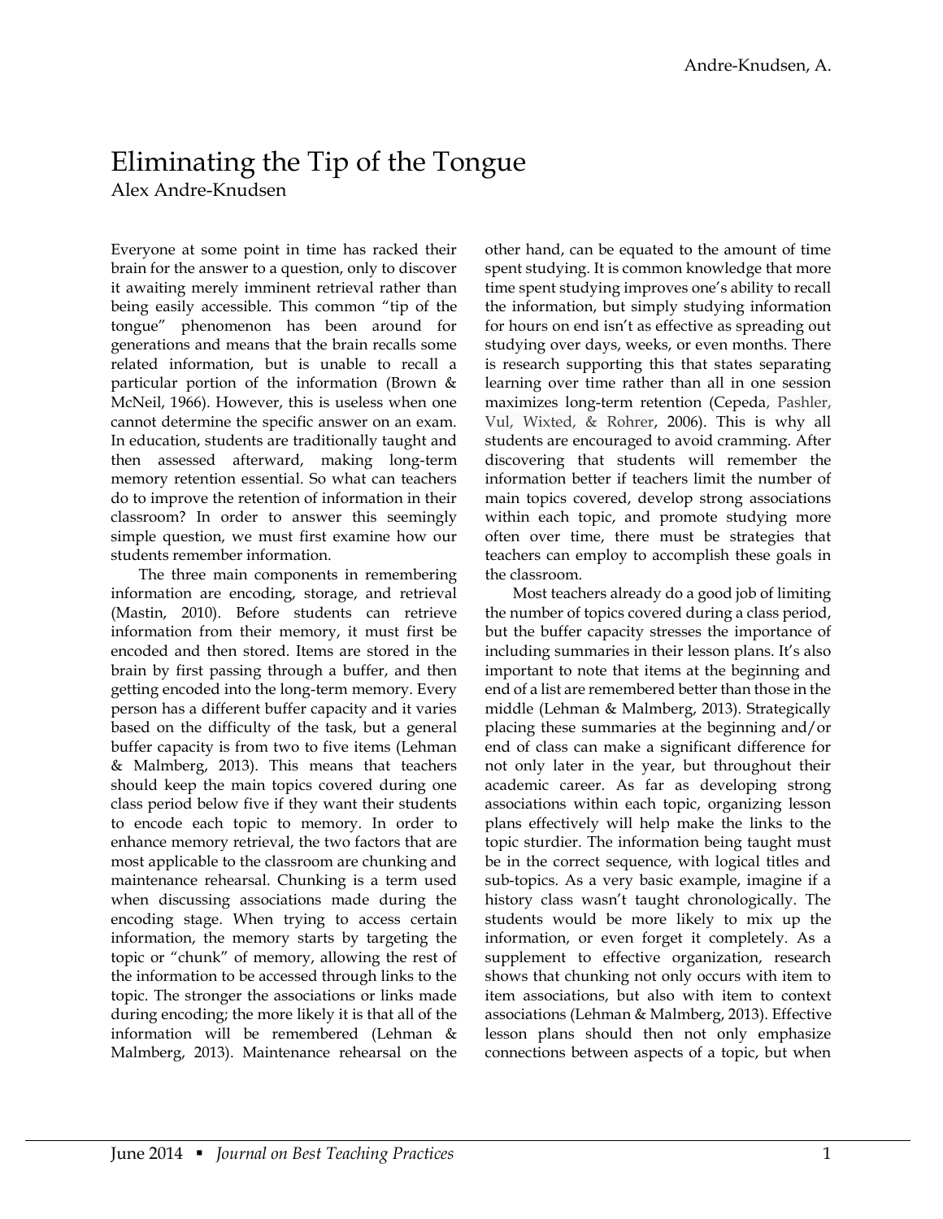# Eliminating the Tip of the Tongue

Alex Andre-Knudsen

Everyone at some point in time has racked their brain for the answer to a question, only to discover it awaiting merely imminent retrieval rather than being easily accessible. This common "tip of the tongue" phenomenon has been around for generations and means that the brain recalls some related information, but is unable to recall a particular portion of the information (Brown & McNeil, 1966). However, this is useless when one cannot determine the specific answer on an exam. In education, students are traditionally taught and then assessed afterward, making long-term memory retention essential. So what can teachers do to improve the retention of information in their classroom? In order to answer this seemingly simple question, we must first examine how our students remember information.

The three main components in remembering information are encoding, storage, and retrieval (Mastin, 2010). Before students can retrieve information from their memory, it must first be encoded and then stored. Items are stored in the brain by first passing through a buffer, and then getting encoded into the long-term memory. Every person has a different buffer capacity and it varies based on the difficulty of the task, but a general buffer capacity is from two to five items (Lehman & Malmberg, 2013). This means that teachers should keep the main topics covered during one class period below five if they want their students to encode each topic to memory. In order to enhance memory retrieval, the two factors that are most applicable to the classroom are chunking and maintenance rehearsal. Chunking is a term used when discussing associations made during the encoding stage. When trying to access certain information, the memory starts by targeting the topic or "chunk" of memory, allowing the rest of the information to be accessed through links to the topic. The stronger the associations or links made during encoding; the more likely it is that all of the information will be remembered (Lehman & Malmberg, 2013). Maintenance rehearsal on the other hand, can be equated to the amount of time spent studying. It is common knowledge that more time spent studying improves one's ability to recall the information, but simply studying information for hours on end isn't as effective as spreading out studying over days, weeks, or even months. There is research supporting this that states separating learning over time rather than all in one session maximizes long-term retention (Cepeda, Pashler, Vul, Wixted, & Rohrer, 2006). This is why all students are encouraged to avoid cramming. After discovering that students will remember the information better if teachers limit the number of main topics covered, develop strong associations within each topic, and promote studying more often over time, there must be strategies that teachers can employ to accomplish these goals in the classroom.

Most teachers already do a good job of limiting the number of topics covered during a class period, but the buffer capacity stresses the importance of including summaries in their lesson plans. It's also important to note that items at the beginning and end of a list are remembered better than those in the middle (Lehman & Malmberg, 2013). Strategically placing these summaries at the beginning and/or end of class can make a significant difference for not only later in the year, but throughout their academic career. As far as developing strong associations within each topic, organizing lesson plans effectively will help make the links to the topic sturdier. The information being taught must be in the correct sequence, with logical titles and sub-topics. As a very basic example, imagine if a history class wasn't taught chronologically. The students would be more likely to mix up the information, or even forget it completely. As a supplement to effective organization, research shows that chunking not only occurs with item to item associations, but also with item to context associations (Lehman & Malmberg, 2013). Effective lesson plans should then not only emphasize connections between aspects of a topic, but when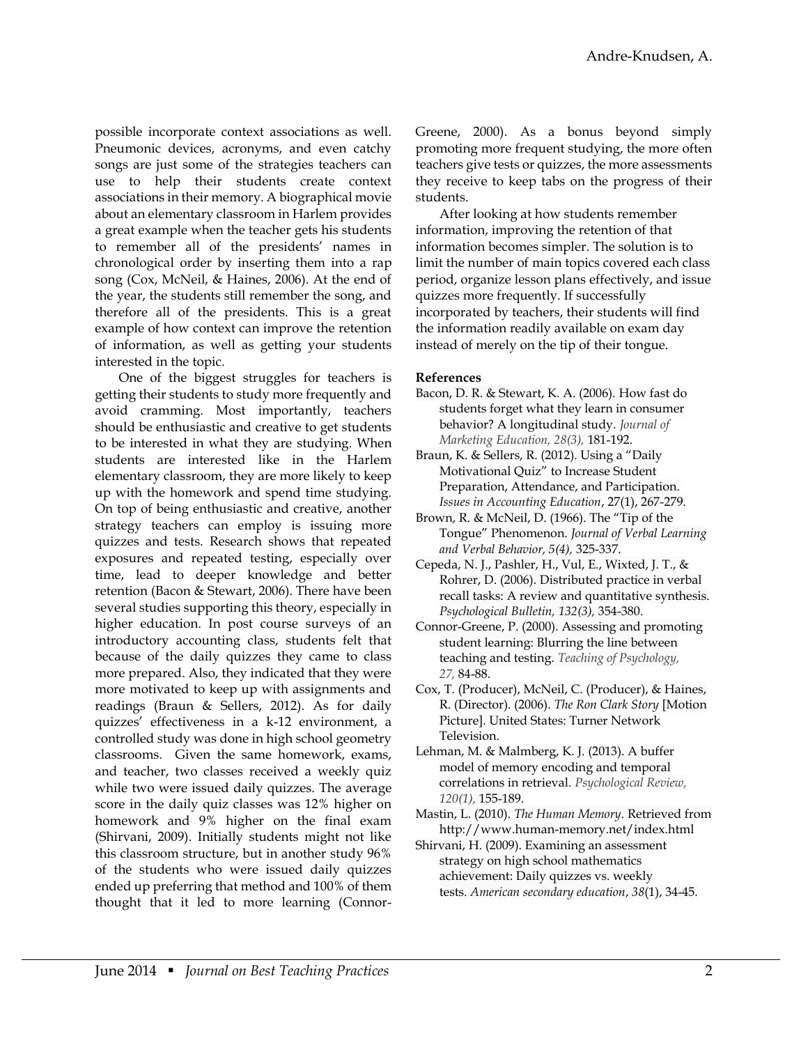possible incorporate context associations as well. Pneumonic devices, acronyms, and even catchy songs are just some of the strategies teachers can use to help their students create context associations in their memory. A biographical movie about an elementary classroom in Harlem provides a great example when the teacher gets his students to remember all of the presidents' names in chronological order by inserting them into a rap song (Cox, McNeil, & Haines, 2006). At the end of the year, the students still remember the song, and therefore all of the presidents. This is a great example of how context can improve the retention of information, as well as getting your students interested in the topic.

One of the biggest struggles for teachers is getting their students to study more frequently and avoid cramming. Most importantly, teachers should be enthusiastic and creative to get students to be interested in what they are studying. When students are interested like in the Harlem elementary classroom, they are more likely to keep up with the homework and spend time studying. On top of being enthusiastic and creative, another strategy teachers can employ is issuing more quizzes and tests. Research shows that repeated exposures and repeated testing, especially over time, lead to deeper knowledge and better retention (Bacon & Stewart, 2006). There have been several studies supporting this theory, especially in higher education. In post course surveys of an introductory accounting class, students felt that because of the daily quizzes they came to class more prepared. Also, they indicated that they were more motivated to keep up with assignments and readings (Braun & Sellers, 2012). As for daily quizzes' effectiveness in a k-12 environment, a controlled study was done in high school geometry classrooms. Given the same homework, exams, and teacher, two classes received a weekly quiz while two were issued daily quizzes. The average score in the daily quiz classes was 12% higher on homework and 9% higher on the final exam (Shirvani, 2009). Initially students might not like this classroom structure, but in another study 96% of the students who were issued daily quizzes ended up preferring that method and 100% of them thought that it led to more learning (Connor-Greene, 2000). As a bonus beyond simply promoting more frequent studying, the more often teachers give tests or quizzes, the more assessments they receive to keep tabs on the progress of their students.

After looking at how students remember information, improving the retention of that information becomes simpler. The solution is to limit the number of main topics covered each class period, organize lesson plans effectively, and issue quizzes more frequently. If successfully incorporated by teachers, their students will find the information readily available on exam day instead of merely on the tip of their tongue.

**References**

Bacon, D. R. & Stewart, K. A. (2006). How fast do students forget what they learn in consumer behavior? A longitudinal study. *Journal of Marketing Education, 28(3),* 181-192.

Braun, K. & Sellers, R. (2012). Using a "Daily Motivational Quiz" to Increase Student Preparation, Attendance, and Participation. *Issues in Accounting Education*, 27(1), 267-279.

Brown, R. & McNeil, D. (1966). The "Tip of the Tongue" Phenomenon. *Journal of Verbal Learning and Verbal Behavior, 5(4),* 325-337.

Cepeda, N. J., Pashler, H., Vul, E., Wixted, J. T., & Rohrer, D. (2006). Distributed practice in verbal recall tasks: A review and quantitative synthesis. *Psychological Bulletin, 132(3),* 354-380.

Connor-Greene, P. (2000). Assessing and promoting student learning: Blurring the line between teaching and testing. *Teaching of Psychology, 27,* 84-88.

Cox, T. (Producer), McNeil, C. (Producer), & Haines, R. (Director). (2006). *The Ron Clark Story* [Motion Picture]. United States: Turner Network Television.

Lehman, M. & Malmberg, K. J. (2013). A buffer model of memory encoding and temporal correlations in retrieval. *Psychological Review, 120(1),* 155-189.

Mastin, L. (2010). *The Human Memory*. Retrieved from http://www.human-memory.net/index.html

Shirvani, H. (2009). Examining an assessment strategy on high school mathematics achievement: Daily quizzes vs. weekly tests. *American secondary education*, *38*(1), 34-45.